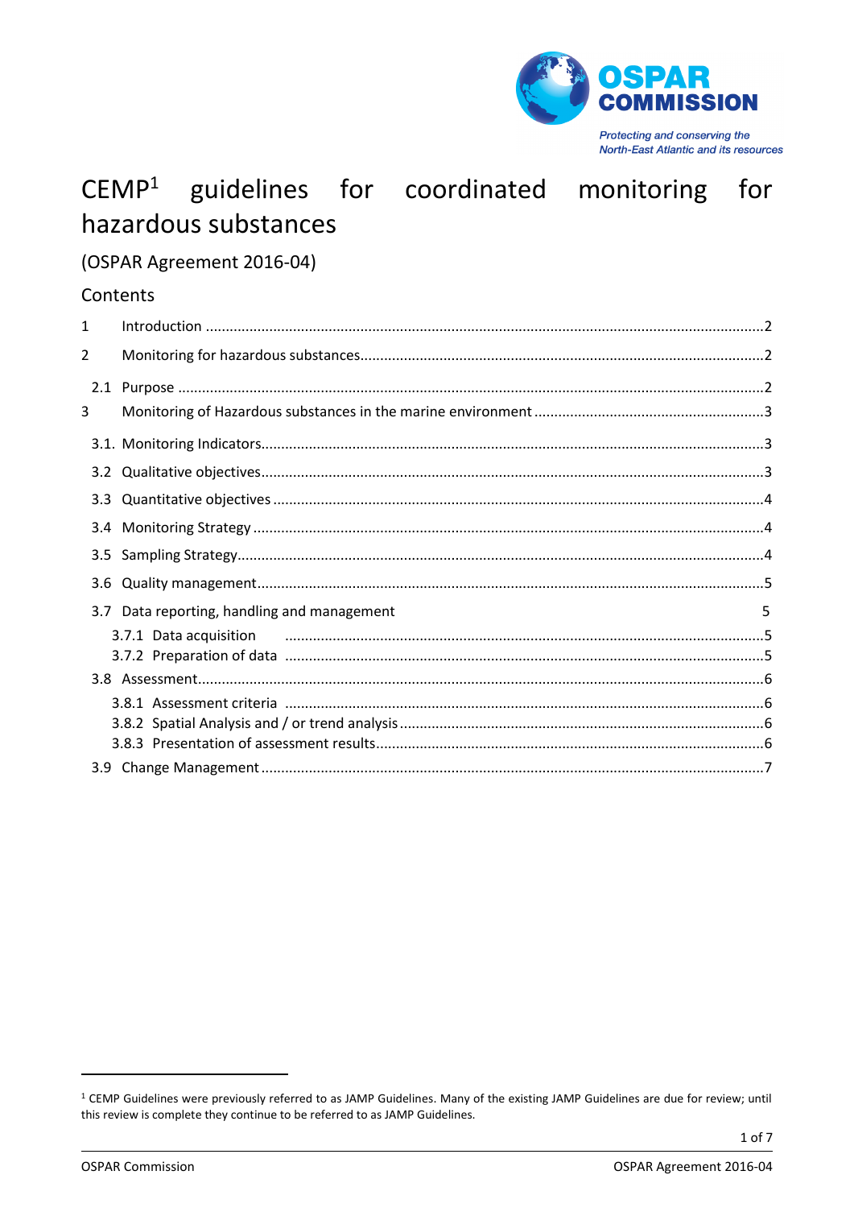# CEMP[1] guidelines for coordinated monitoring for hazardous substances

(OSPAR Agreement 2016-04)

## Contents

1 Introduction .......................................................................................... 2

2 Monitoring for hazardous substances .......................................................... 2

2.1 Purpose .................................................................................................. 2

3 Monitoring of Hazardous substances in the marine environment ..................... 3

3.1. Monitoring Indicators ................................................................................ 3

3.2 Qualitative objectives ................................................................................. 3

3.3 Quantitative objectives ............................................................................... 4

3.4 Monitoring Strategy .................................................................................... 4

3.5 Sampling Strategy ...................................................................................... 4

3.6 Quality management ................................................................................... 5

3.7 Data reporting, handling and management 5

3.7.1 Data acquisition .................................................................................... 5

3.7.2 Preparation of data ................................................................................ 5

3.8 Assessment ................................................................................................ 6

3.8.1 Assessment criteria ................................................................................ 6

3.8.2 Spatial Analysis and / or trend analysis .................................................... 6

3.8.3 Presentation of assessment results ........................................................... 6

3.9 Change Management ..................................................................................... 7

---

[1] CEMP Guidelines were previously referred to as JAMP Guidelines. Many of the existing JAMP Guidelines are due for review; until this review is complete they continue to be referred to as JAMP Guidelines.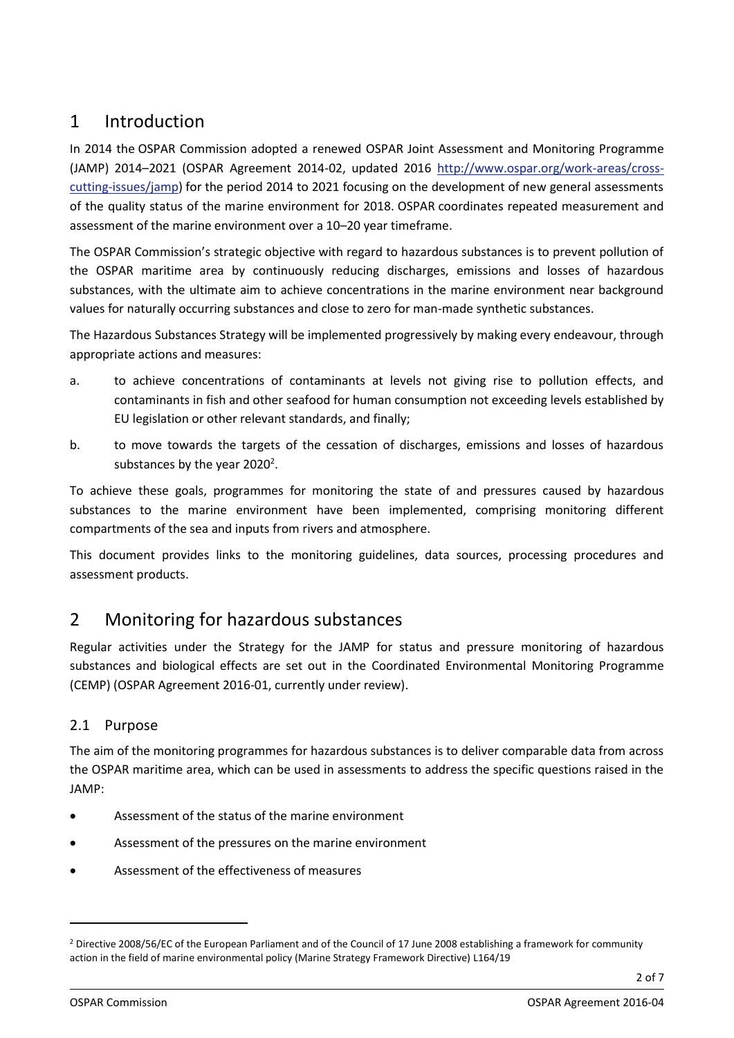# 1 Introduction

In 2014 the OSPAR Commission adopted a renewed OSPAR Joint Assessment and Monitoring Programme (JAMP) 2014–2021 (OSPAR Agreement 2014-02, updated 2016 [http://www.ospar.org/work-areas/cross-cutting-issues/jamp](http://www.ospar.org/work-areas/cross-cutting-issues/jamp)) for the period 2014 to 2021 focusing on the development of new general assessments of the quality status of the marine environment for 2018. OSPAR coordinates repeated measurement and assessment of the marine environment over a 10–20 year timeframe.

The OSPAR Commission's strategic objective with regard to hazardous substances is to prevent pollution of the OSPAR maritime area by continuously reducing discharges, emissions and losses of hazardous substances, with the ultimate aim to achieve concentrations in the marine environment near background values for naturally occurring substances and close to zero for man-made synthetic substances.

The Hazardous Substances Strategy will be implemented progressively by making every endeavour, through appropriate actions and measures:

a. to achieve concentrations of contaminants at levels not giving rise to pollution effects, and contaminants in fish and other seafood for human consumption not exceeding levels established by EU legislation or other relevant standards, and finally;

b. to move towards the targets of the cessation of discharges, emissions and losses of hazardous substances by the year 2020[2].

To achieve these goals, programmes for monitoring the state of and pressures caused by hazardous substances to the marine environment have been implemented, comprising monitoring different compartments of the sea and inputs from rivers and atmosphere.

This document provides links to the monitoring guidelines, data sources, processing procedures and assessment products.

# 2 Monitoring for hazardous substances

Regular activities under the Strategy for the JAMP for status and pressure monitoring of hazardous substances and biological effects are set out in the Coordinated Environmental Monitoring Programme (CEMP) (OSPAR Agreement 2016-01, currently under review).

## 2.1 Purpose

The aim of the monitoring programmes for hazardous substances is to deliver comparable data from across the OSPAR maritime area, which can be used in assessments to address the specific questions raised in the JAMP:

- Assessment of the status of the marine environment
- Assessment of the pressures on the marine environment
- Assessment of the effectiveness of measures

---

[2] Directive 2008/56/EC of the European Parliament and of the Council of 17 June 2008 establishing a framework for community action in the field of marine environmental policy (Marine Strategy Framework Directive) L164/19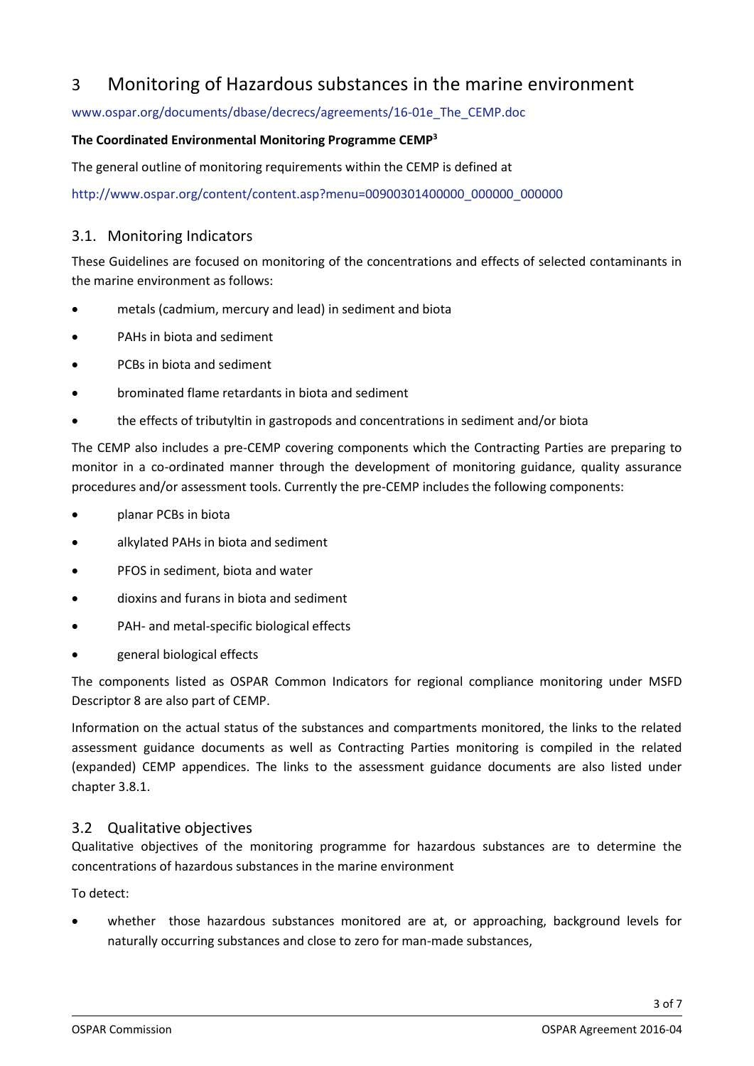# 3 Monitoring of Hazardous substances in the marine environment

www.ospar.org/documents/dbase/decrecs/agreements/16-01e_The_CEMP.doc

**The Coordinated Environmental Monitoring Programme CEMP[3]**

The general outline of monitoring requirements within the CEMP is defined at

http://www.ospar.org/content/content.asp?menu=00900301400000_000000_000000

## 3.1. Monitoring Indicators

These Guidelines are focused on monitoring of the concentrations and effects of selected contaminants in the marine environment as follows:

- metals (cadmium, mercury and lead) in sediment and biota
- PAHs in biota and sediment
- PCBs in biota and sediment
- brominated flame retardants in biota and sediment
- the effects of tributyltin in gastropods and concentrations in sediment and/or biota

The CEMP also includes a pre-CEMP covering components which the Contracting Parties are preparing to monitor in a co-ordinated manner through the development of monitoring guidance, quality assurance procedures and/or assessment tools. Currently the pre-CEMP includes the following components:

- planar PCBs in biota
- alkylated PAHs in biota and sediment
- PFOS in sediment, biota and water
- dioxins and furans in biota and sediment
- PAH- and metal-specific biological effects
- general biological effects

The components listed as OSPAR Common Indicators for regional compliance monitoring under MSFD Descriptor 8 are also part of CEMP.

Information on the actual status of the substances and compartments monitored, the links to the related assessment guidance documents as well as Contracting Parties monitoring is compiled in the related (expanded) CEMP appendices. The links to the assessment guidance documents are also listed under chapter 3.8.1.

## 3.2 Qualitative objectives

Qualitative objectives of the monitoring programme for hazardous substances are to determine the concentrations of hazardous substances in the marine environment

To detect:

- whether those hazardous substances monitored are at, or approaching, background levels for naturally occurring substances and close to zero for man-made substances,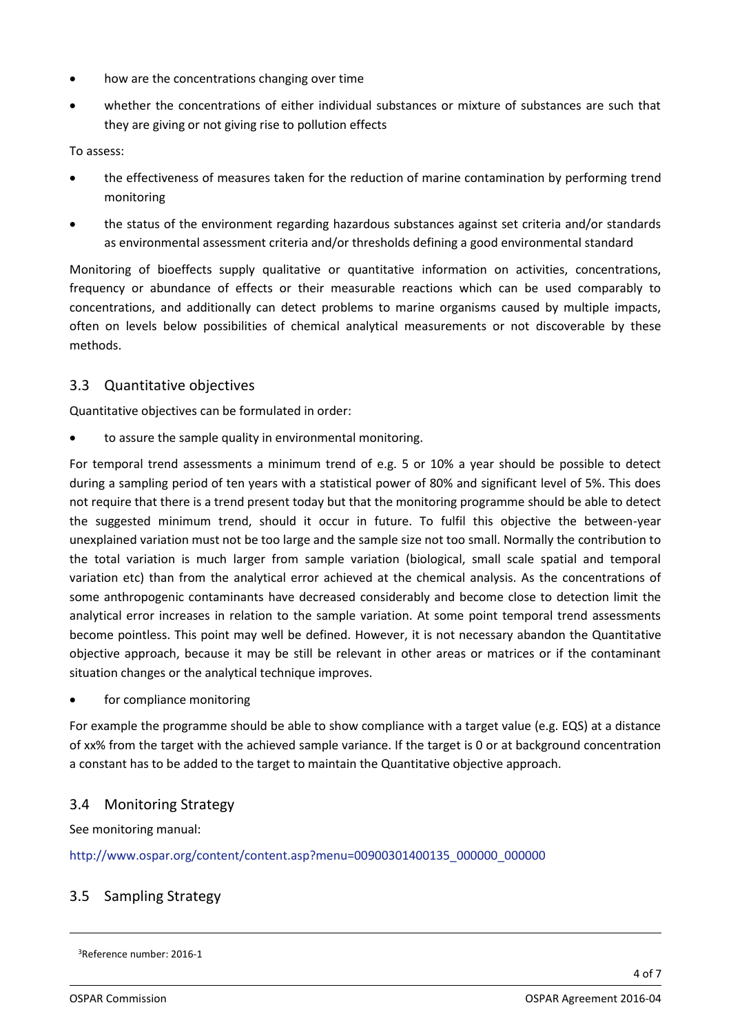- how are the concentrations changing over time
- whether the concentrations of either individual substances or mixture of substances are such that they are giving or not giving rise to pollution effects

To assess:

- the effectiveness of measures taken for the reduction of marine contamination by performing trend monitoring
- the status of the environment regarding hazardous substances against set criteria and/or standards as environmental assessment criteria and/or thresholds defining a good environmental standard

Monitoring of bioeffects supply qualitative or quantitative information on activities, concentrations, frequency or abundance of effects or their measurable reactions which can be used comparably to concentrations, and additionally can detect problems to marine organisms caused by multiple impacts, often on levels below possibilities of chemical analytical measurements or not discoverable by these methods.

## 3.3 Quantitative objectives

Quantitative objectives can be formulated in order:

- to assure the sample quality in environmental monitoring.

For temporal trend assessments a minimum trend of e.g. 5 or 10% a year should be possible to detect during a sampling period of ten years with a statistical power of 80% and significant level of 5%. This does not require that there is a trend present today but that the monitoring programme should be able to detect the suggested minimum trend, should it occur in future. To fulfil this objective the between-year unexplained variation must not be too large and the sample size not too small. Normally the contribution to the total variation is much larger from sample variation (biological, small scale spatial and temporal variation etc) than from the analytical error achieved at the chemical analysis. As the concentrations of some anthropogenic contaminants have decreased considerably and become close to detection limit the analytical error increases in relation to the sample variation. At some point temporal trend assessments become pointless. This point may well be defined. However, it is not necessary abandon the Quantitative objective approach, because it may be still be relevant in other areas or matrices or if the contaminant situation changes or the analytical technique improves.

- for compliance monitoring

For example the programme should be able to show compliance with a target value (e.g. EQS) at a distance of xx% from the target with the achieved sample variance. If the target is 0 or at background concentration a constant has to be added to the target to maintain the Quantitative objective approach.

## 3.4 Monitoring Strategy

See monitoring manual:

http://www.ospar.org/content/content.asp?menu=00900301400135_000000_000000

## 3.5 Sampling Strategy

[3]Reference number: 2016-1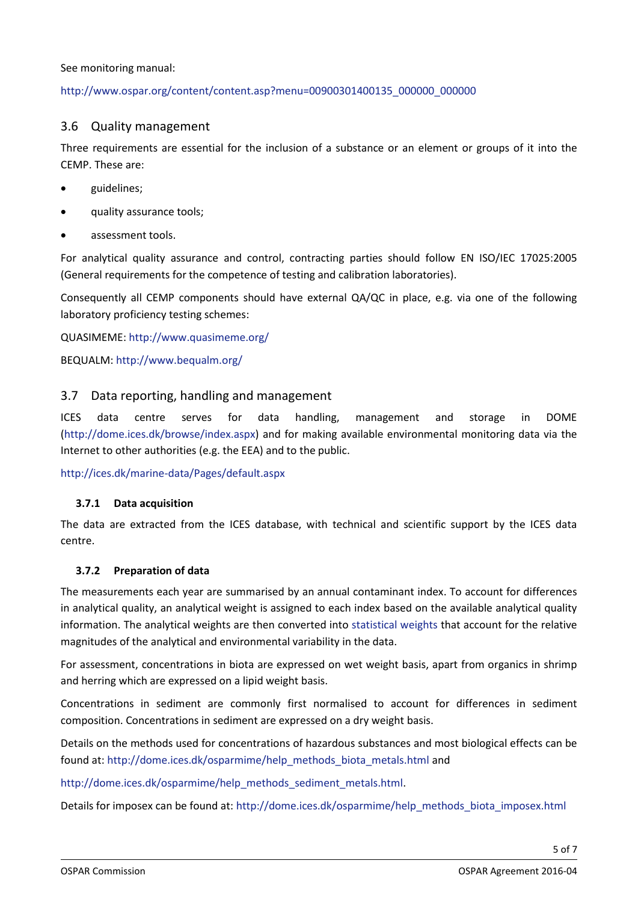See monitoring manual:

http://www.ospar.org/content/content.asp?menu=00900301400135_000000_000000

## 3.6 Quality management

Three requirements are essential for the inclusion of a substance or an element or groups of it into the CEMP. These are:

- guidelines;
- quality assurance tools;
- assessment tools.

For analytical quality assurance and control, contracting parties should follow EN ISO/IEC 17025:2005 (General requirements for the competence of testing and calibration laboratories).

Consequently all CEMP components should have external QA/QC in place, e.g. via one of the following laboratory proficiency testing schemes:

QUASIMEME: http://www.quasimeme.org/

BEQUALM: http://www.bequalm.org/

## 3.7 Data reporting, handling and management

ICES data centre serves for data handling, management and storage in DOME (http://dome.ices.dk/browse/index.aspx) and for making available environmental monitoring data via the Internet to other authorities (e.g. the EEA) and to the public.

http://ices.dk/marine-data/Pages/default.aspx

### 3.7.1 Data acquisition

The data are extracted from the ICES database, with technical and scientific support by the ICES data centre.

### 3.7.2 Preparation of data

The measurements each year are summarised by an annual contaminant index. To account for differences in analytical quality, an analytical weight is assigned to each index based on the available analytical quality information. The analytical weights are then converted into statistical weights that account for the relative magnitudes of the analytical and environmental variability in the data.

For assessment, concentrations in biota are expressed on wet weight basis, apart from organics in shrimp and herring which are expressed on a lipid weight basis.

Concentrations in sediment are commonly first normalised to account for differences in sediment composition. Concentrations in sediment are expressed on a dry weight basis.

Details on the methods used for concentrations of hazardous substances and most biological effects can be found at: http://dome.ices.dk/osparmime/help_methods_biota_metals.html and

http://dome.ices.dk/osparmime/help_methods_sediment_metals.html.

Details for imposex can be found at: http://dome.ices.dk/osparmime/help_methods_biota_imposex.html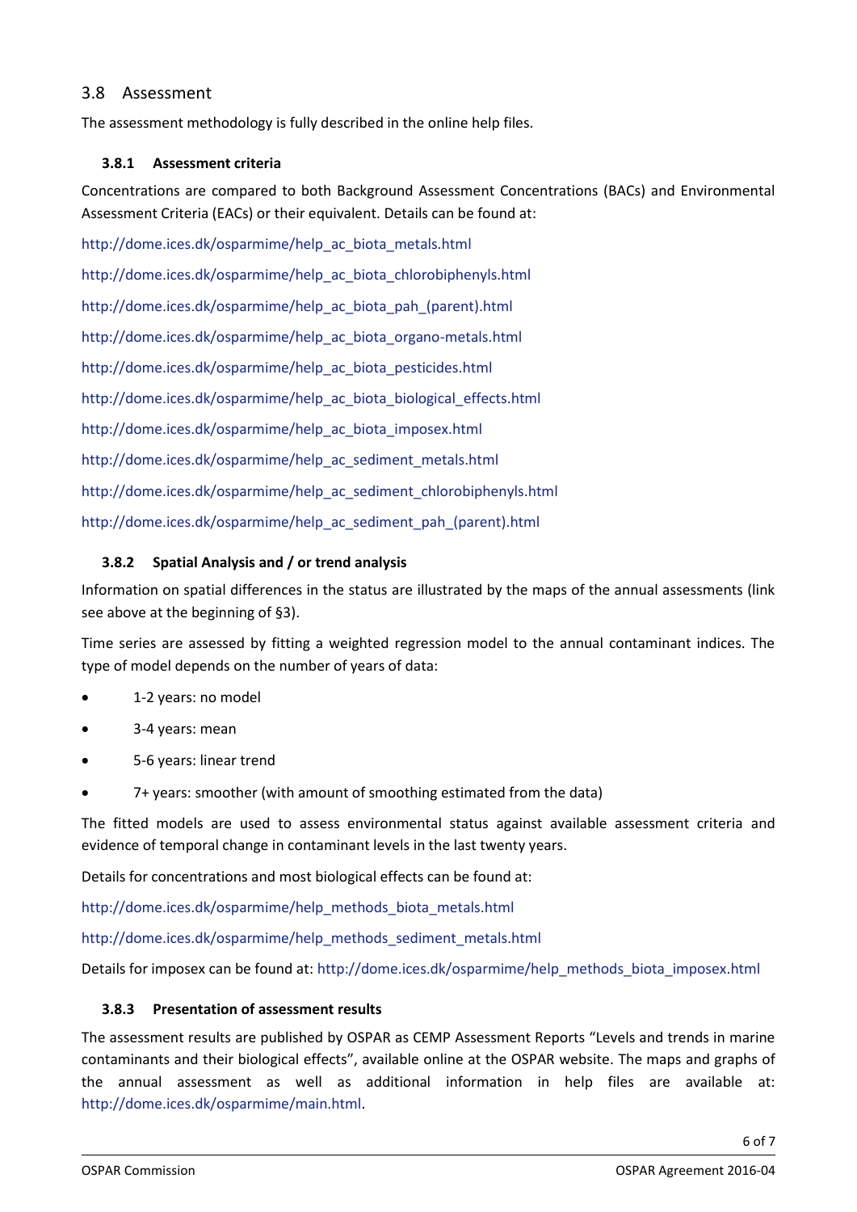## 3.8 Assessment

The assessment methodology is fully described in the online help files.

### 3.8.1 Assessment criteria

Concentrations are compared to both Background Assessment Concentrations (BACs) and Environmental Assessment Criteria (EACs) or their equivalent. Details can be found at:

http://dome.ices.dk/osparmime/help_ac_biota_metals.html

http://dome.ices.dk/osparmime/help_ac_biota_chlorobiphenyls.html

http://dome.ices.dk/osparmime/help_ac_biota_pah_(parent).html

http://dome.ices.dk/osparmime/help_ac_biota_organo-metals.html

http://dome.ices.dk/osparmime/help_ac_biota_pesticides.html

http://dome.ices.dk/osparmime/help_ac_biota_biological_effects.html

http://dome.ices.dk/osparmime/help_ac_biota_imposex.html

http://dome.ices.dk/osparmime/help_ac_sediment_metals.html

http://dome.ices.dk/osparmime/help_ac_sediment_chlorobiphenyls.html

http://dome.ices.dk/osparmime/help_ac_sediment_pah_(parent).html

### 3.8.2 Spatial Analysis and / or trend analysis

Information on spatial differences in the status are illustrated by the maps of the annual assessments (link see above at the beginning of §3).

Time series are assessed by fitting a weighted regression model to the annual contaminant indices. The type of model depends on the number of years of data:

- 1-2 years: no model
- 3-4 years: mean
- 5-6 years: linear trend
- 7+ years: smoother (with amount of smoothing estimated from the data)

The fitted models are used to assess environmental status against available assessment criteria and evidence of temporal change in contaminant levels in the last twenty years.

Details for concentrations and most biological effects can be found at:

http://dome.ices.dk/osparmime/help_methods_biota_metals.html

http://dome.ices.dk/osparmime/help_methods_sediment_metals.html

Details for imposex can be found at: http://dome.ices.dk/osparmime/help_methods_biota_imposex.html

### 3.8.3 Presentation of assessment results

The assessment results are published by OSPAR as CEMP Assessment Reports "Levels and trends in marine contaminants and their biological effects", available online at the OSPAR website. The maps and graphs of the annual assessment as well as additional information in help files are available at: http://dome.ices.dk/osparmime/main.html.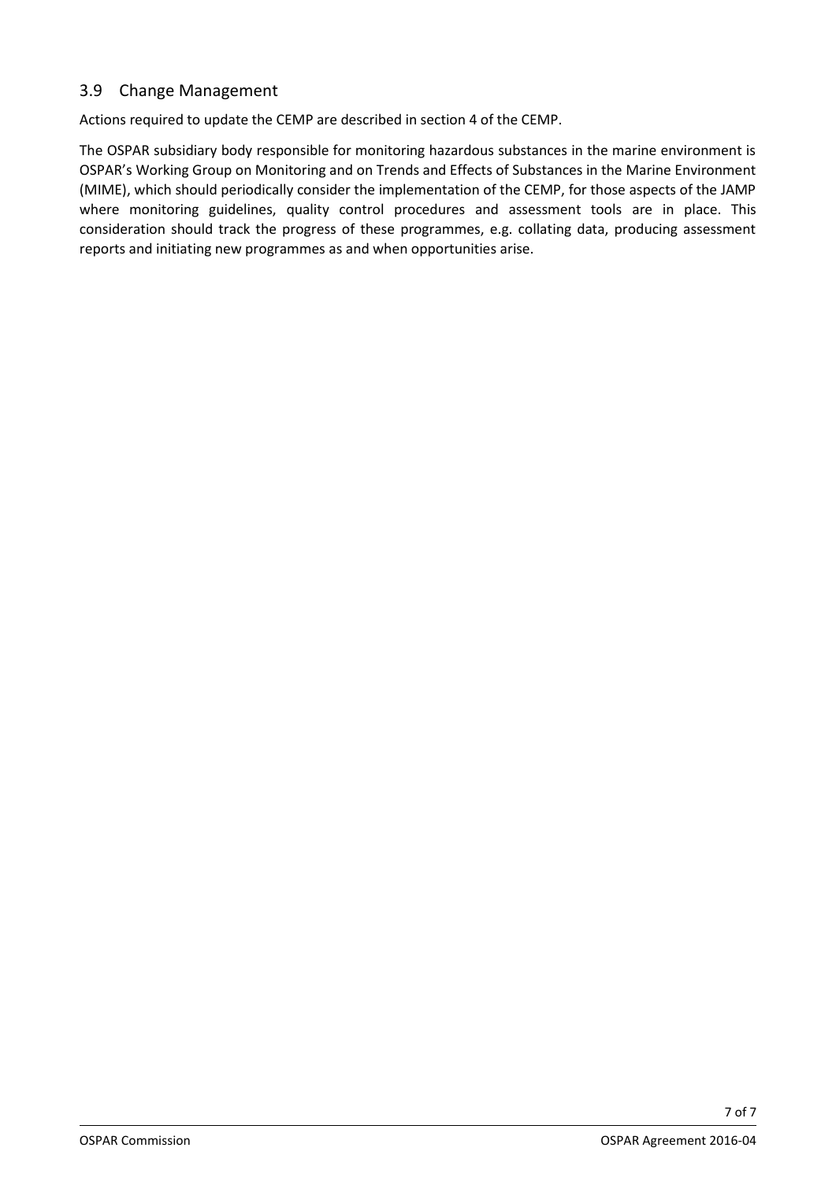## 3.9 Change Management

Actions required to update the CEMP are described in section 4 of the CEMP.

The OSPAR subsidiary body responsible for monitoring hazardous substances in the marine environment is OSPAR's Working Group on Monitoring and on Trends and Effects of Substances in the Marine Environment (MIME), which should periodically consider the implementation of the CEMP, for those aspects of the JAMP where monitoring guidelines, quality control procedures and assessment tools are in place. This consideration should track the progress of these programmes, e.g. collating data, producing assessment reports and initiating new programmes as and when opportunities arise.